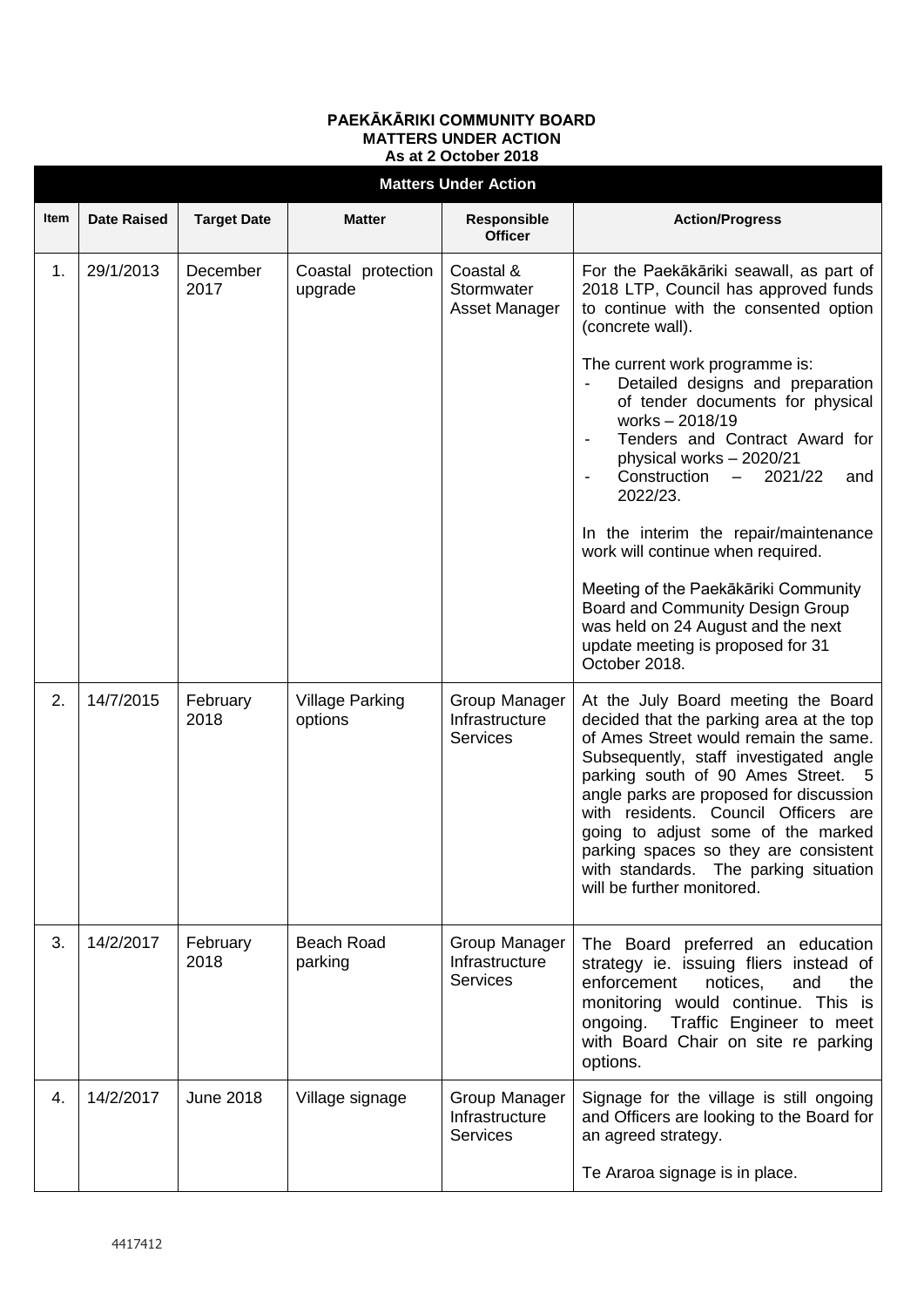**PAEKĀKĀRIKI COMMUNITY BOARD**
**MATTERS UNDER ACTION**
**As at 2 October 2018**

| Matters Under Action | | | | | |
|---|---|---|---|---|---|
| **Item** | **Date Raised** | **Target Date** | **Matter** | **Responsible Officer** | **Action/Progress** |
| 1. | 29/1/2013 | December 2017 | Coastal protection upgrade | Coastal & Stormwater Asset Manager | For the Paekākāriki seawall, as part of 2018 LTP, Council has approved funds to continue with the consented option (concrete wall).<br><br>The current work programme is:<br>- Detailed designs and preparation of tender documents for physical works – 2018/19<br>- Tenders and Contract Award for physical works – 2020/21<br>- Construction – 2021/22 and 2022/23.<br><br>In the interim the repair/maintenance work will continue when required.<br><br>Meeting of the Paekākāriki Community Board and Community Design Group was held on 24 August and the next update meeting is proposed for 31 October 2018. |
| 2. | 14/7/2015 | February 2018 | Village Parking options | Group Manager Infrastructure Services | At the July Board meeting the Board decided that the parking area at the top of Ames Street would remain the same. Subsequently, staff investigated angle parking south of 90 Ames Street. 5 angle parks are proposed for discussion with residents. Council Officers are going to adjust some of the marked parking spaces so they are consistent with standards. The parking situation will be further monitored. |
| 3. | 14/2/2017 | February 2018 | Beach Road parking | Group Manager Infrastructure Services | The Board preferred an education strategy ie. issuing fliers instead of enforcement notices, and the monitoring would continue. This is ongoing. Traffic Engineer to meet with Board Chair on site re parking options. |
| 4. | 14/2/2017 | June 2018 | Village signage | Group Manager Infrastructure Services | Signage for the village is still ongoing and Officers are looking to the Board for an agreed strategy.<br><br>Te Araroa signage is in place. |

4417412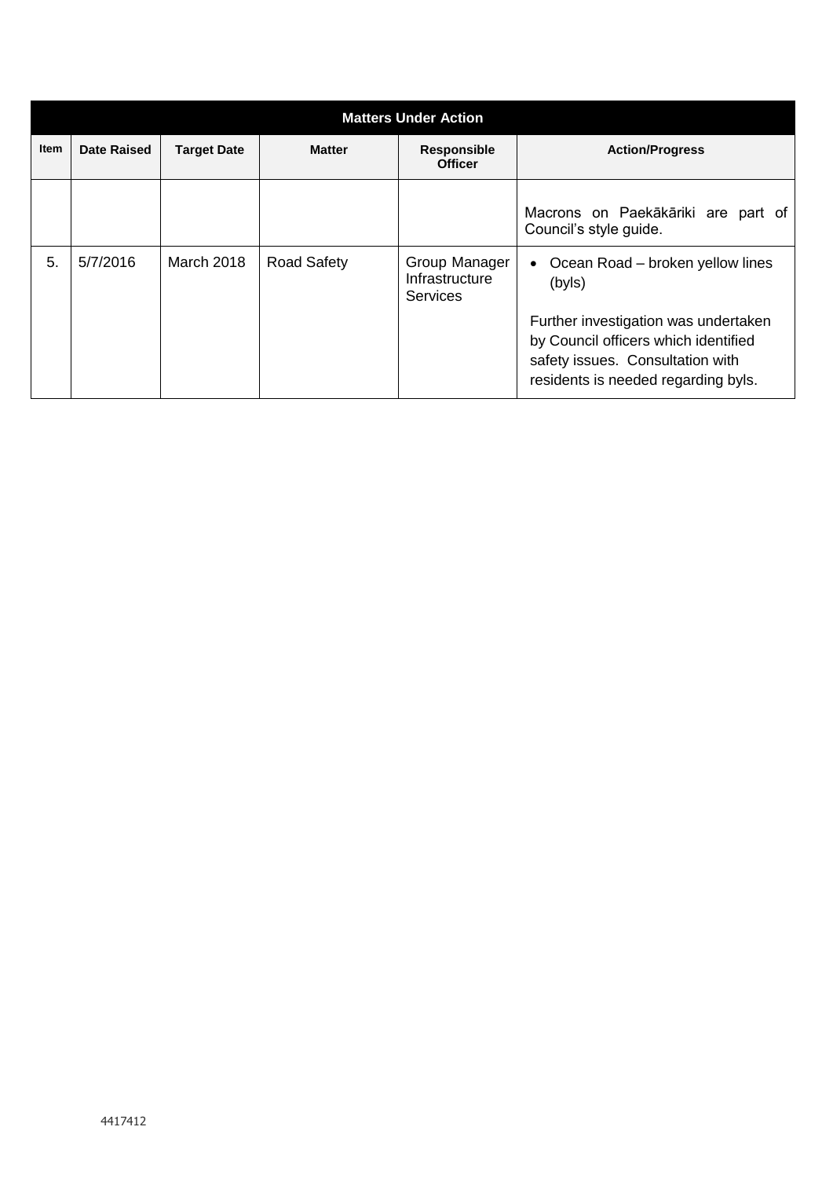| Matters Under Action | | | | | |
|---|---|---|---|---|---|
| **Item** | **Date Raised** | **Target Date** | **Matter** | **Responsible Officer** | **Action/Progress** |
| | | | | | Macrons on Paekākāriki are part of Council's style guide. |
| 5. | 5/7/2016 | March 2018 | Road Safety | Group Manager Infrastructure Services | • Ocean Road – broken yellow lines (byls)<br><br>Further investigation was undertaken by Council officers which identified safety issues. Consultation with residents is needed regarding byls. |

4417412